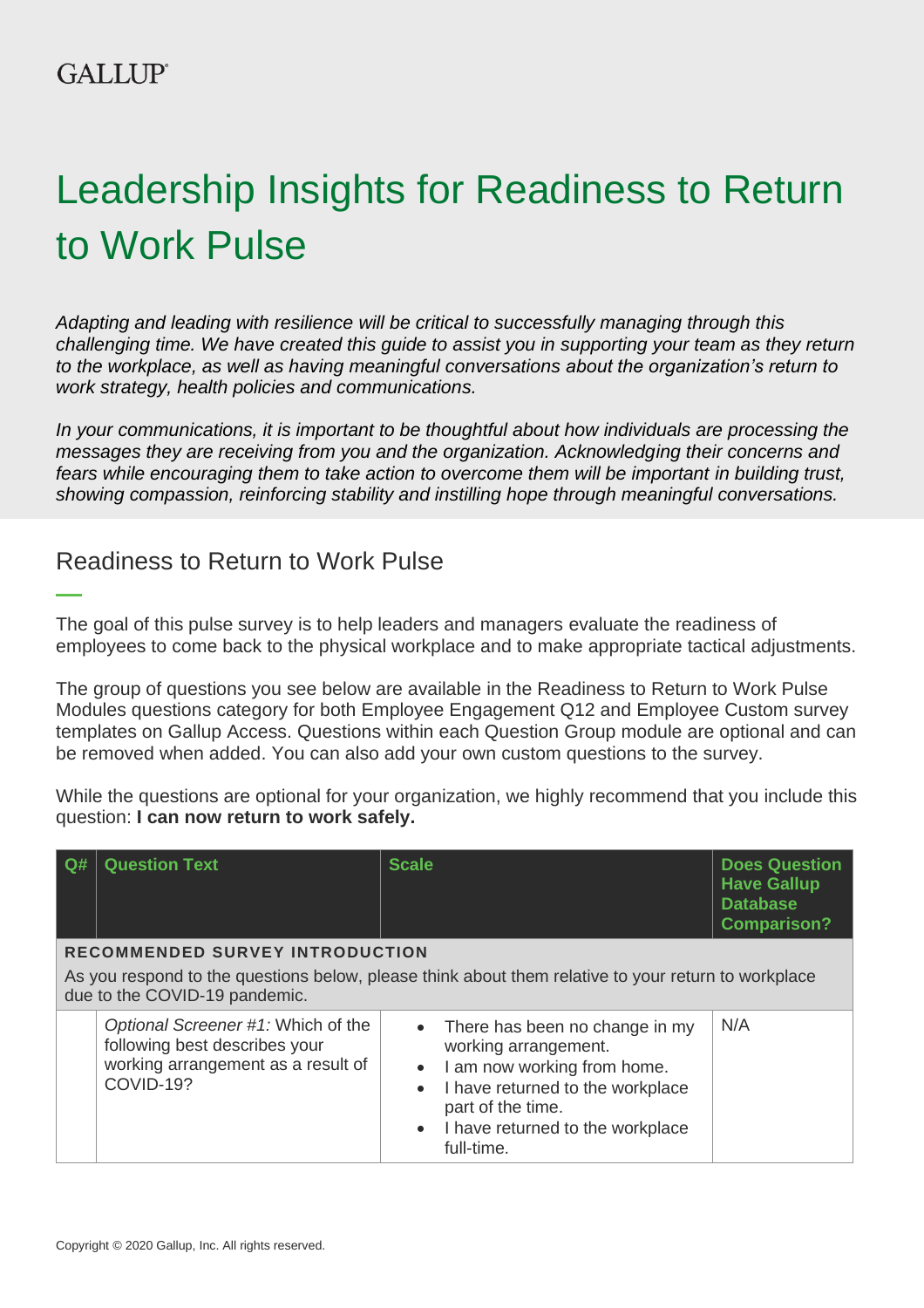GALLUP

# Leadership Insights for Readiness to Return to Work Pulse

*Adapting and leading with resilience will be critical to successfully managing through this challenging time. We have created this guide to assist you in supporting your team as they return to the workplace, as well as having meaningful conversations about the organization's return to work strategy, health policies and communications.*

*In your communications, it is important to be thoughtful about how individuals are processing the messages they are receiving from you and the organization. Acknowledging their concerns and fears while encouraging them to take action to overcome them will be important in building trust, showing compassion, reinforcing stability and instilling hope through meaningful conversations.*

## Readiness to Return to Work Pulse

The goal of this pulse survey is to help leaders and managers evaluate the readiness of employees to come back to the physical workplace and to make appropriate tactical adjustments.

The group of questions you see below are available in the Readiness to Return to Work Pulse Modules questions category for both Employee Engagement Q12 and Employee Custom survey templates on Gallup Access. Questions within each Question Group module are optional and can be removed when added. You can also add your own custom questions to the survey.

While the questions are optional for your organization, we highly recommend that you include this question: **I can now return to work safely.**

| Q# | Question Text | Scale | Does Question Have Gallup Database Comparison? |
|---|---|---|---|
| **RECOMMENDED SURVEY INTRODUCTION** As you respond to the questions below, please think about them relative to your return to workplace due to the COVID-19 pandemic. | | | |
| | *Optional Screener #1:* Which of the following best describes your working arrangement as a result of COVID-19? | • There has been no change in my working arrangement.<br>• I am now working from home.<br>• I have returned to the workplace part of the time.<br>• I have returned to the workplace full-time. | N/A |

Copyright © 2020 Gallup, Inc. All rights reserved.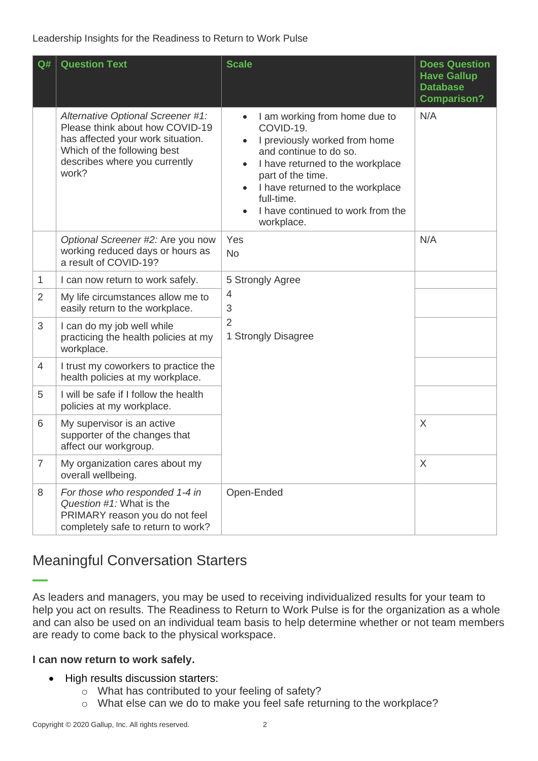Leadership Insights for the Readiness to Return to Work Pulse

| Q# | Question Text | Scale | Does Question Have Gallup Database Comparison? |
|---|---|---|---|
| | *Alternative Optional Screener #1:* Please think about how COVID-19 has affected your work situation. Which of the following best describes where you currently work? | • I am working from home due to COVID-19.<br>• I previously worked from home and continue to do so.<br>• I have returned to the workplace part of the time.<br>• I have returned to the workplace full-time.<br>• I have continued to work from the workplace. | N/A |
| | *Optional Screener #2:* Are you now working reduced days or hours as a result of COVID-19? | Yes<br>No | N/A |
| 1 | I can now return to work safely. | 5 Strongly Agree<br>4<br>3<br>2<br>1 Strongly Disagree | |
| 2 | My life circumstances allow me to easily return to the workplace. | | |
| 3 | I can do my job well while practicing the health policies at my workplace. | | |
| 4 | I trust my coworkers to practice the health policies at my workplace. | | |
| 5 | I will be safe if I follow the health policies at my workplace. | | |
| 6 | My supervisor is an active supporter of the changes that affect our workgroup. | | X |
| 7 | My organization cares about my overall wellbeing. | | X |
| 8 | *For those who responded 1-4 in Question #1:* What is the PRIMARY reason you do not feel completely safe to return to work? | Open-Ended | |

## Meaningful Conversation Starters

As leaders and managers, you may be used to receiving individualized results for your team to help you act on results. The Readiness to Return to Work Pulse is for the organization as a whole and can also be used on an individual team basis to help determine whether or not team members are ready to come back to the physical workspace.

**I can now return to work safely.**

- High results discussion starters:
  - What has contributed to your feeling of safety?
  - What else can we do to make you feel safe returning to the workplace?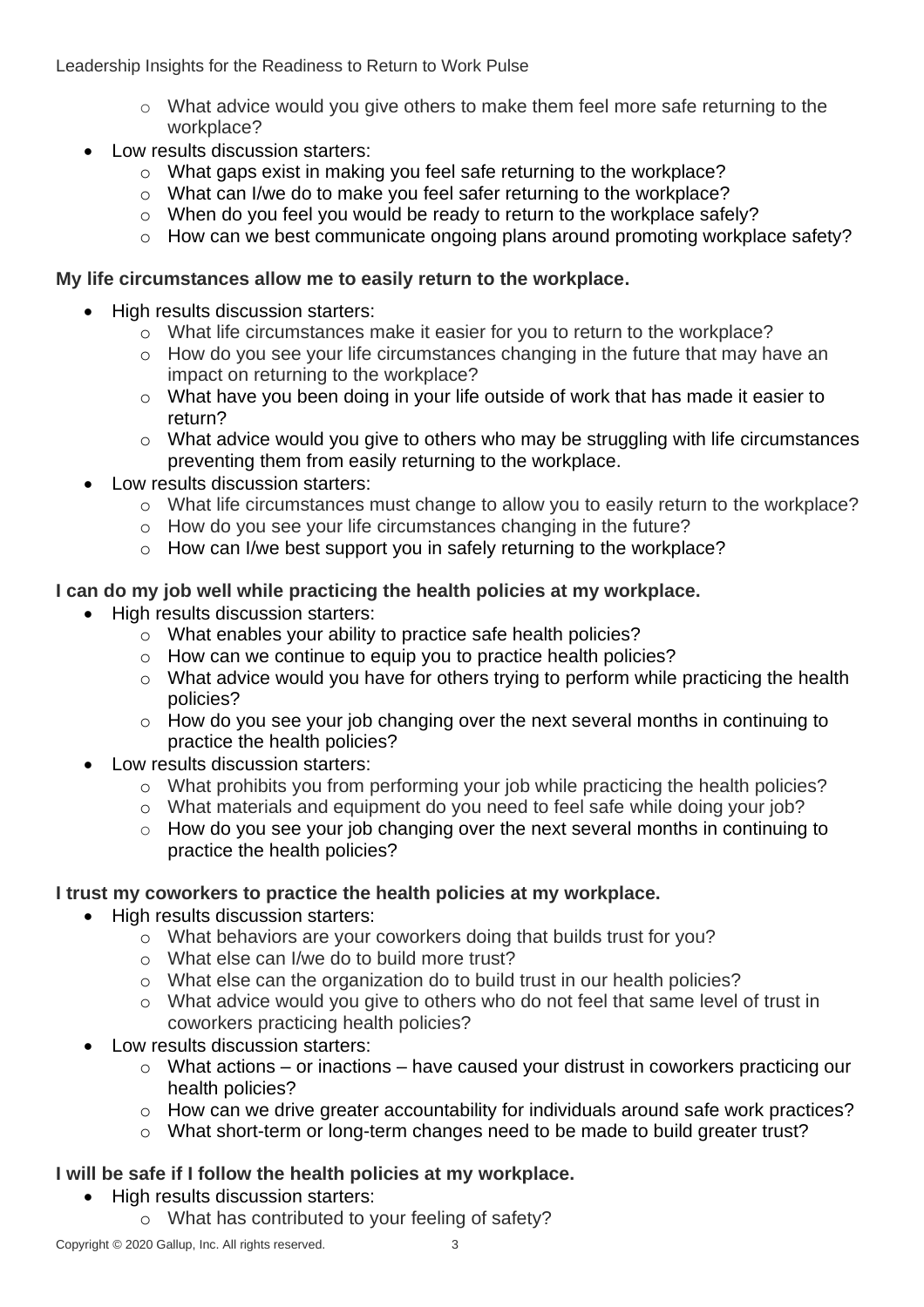- What advice would you give others to make them feel more safe returning to the workplace?
- Low results discussion starters:
    - What gaps exist in making you feel safe returning to the workplace?
    - What can I/we do to make you feel safer returning to the workplace?
    - When do you feel you would be ready to return to the workplace safely?
    - How can we best communicate ongoing plans around promoting workplace safety?

**My life circumstances allow me to easily return to the workplace.**

- High results discussion starters:
    - What life circumstances make it easier for you to return to the workplace?
    - How do you see your life circumstances changing in the future that may have an impact on returning to the workplace?
    - What have you been doing in your life outside of work that has made it easier to return?
    - What advice would you give to others who may be struggling with life circumstances preventing them from easily returning to the workplace.
- Low results discussion starters:
    - What life circumstances must change to allow you to easily return to the workplace?
    - How do you see your life circumstances changing in the future?
    - How can I/we best support you in safely returning to the workplace?

**I can do my job well while practicing the health policies at my workplace.**

- High results discussion starters:
    - What enables your ability to practice safe health policies?
    - How can we continue to equip you to practice health policies?
    - What advice would you have for others trying to perform while practicing the health policies?
    - How do you see your job changing over the next several months in continuing to practice the health policies?
- Low results discussion starters:
    - What prohibits you from performing your job while practicing the health policies?
    - What materials and equipment do you need to feel safe while doing your job?
    - How do you see your job changing over the next several months in continuing to practice the health policies?

**I trust my coworkers to practice the health policies at my workplace.**

- High results discussion starters:
    - What behaviors are your coworkers doing that builds trust for you?
    - What else can I/we do to build more trust?
    - What else can the organization do to build trust in our health policies?
    - What advice would you give to others who do not feel that same level of trust in coworkers practicing health policies?
- Low results discussion starters:
    - What actions – or inactions – have caused your distrust in coworkers practicing our health policies?
    - How can we drive greater accountability for individuals around safe work practices?
    - What short-term or long-term changes need to be made to build greater trust?

**I will be safe if I follow the health policies at my workplace.**

- High results discussion starters:
    - What has contributed to your feeling of safety?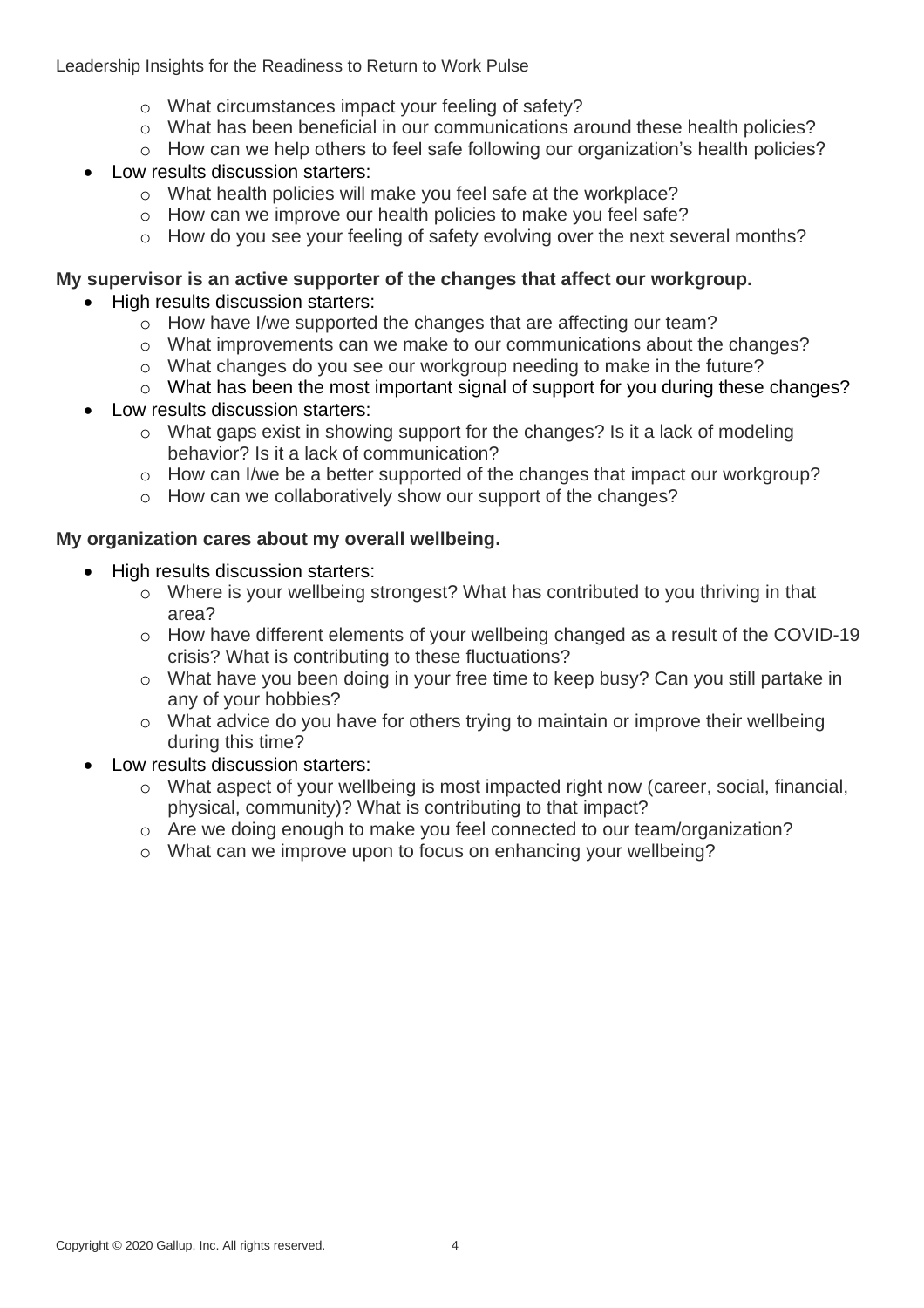- What circumstances impact your feeling of safety?
    - What has been beneficial in our communications around these health policies?
    - How can we help others to feel safe following our organization's health policies?
- Low results discussion starters:
    - What health policies will make you feel safe at the workplace?
    - How can we improve our health policies to make you feel safe?
    - How do you see your feeling of safety evolving over the next several months?

**My supervisor is an active supporter of the changes that affect our workgroup.**

- High results discussion starters:
    - How have I/we supported the changes that are affecting our team?
    - What improvements can we make to our communications about the changes?
    - What changes do you see our workgroup needing to make in the future?
    - What has been the most important signal of support for you during these changes?
- Low results discussion starters:
    - What gaps exist in showing support for the changes? Is it a lack of modeling behavior? Is it a lack of communication?
    - How can I/we be a better supported of the changes that impact our workgroup?
    - How can we collaboratively show our support of the changes?

**My organization cares about my overall wellbeing.**

- High results discussion starters:
    - Where is your wellbeing strongest? What has contributed to you thriving in that area?
    - How have different elements of your wellbeing changed as a result of the COVID-19 crisis? What is contributing to these fluctuations?
    - What have you been doing in your free time to keep busy? Can you still partake in any of your hobbies?
    - What advice do you have for others trying to maintain or improve their wellbeing during this time?
- Low results discussion starters:
    - What aspect of your wellbeing is most impacted right now (career, social, financial, physical, community)? What is contributing to that impact?
    - Are we doing enough to make you feel connected to our team/organization?
    - What can we improve upon to focus on enhancing your wellbeing?

Copyright © 2020 Gallup, Inc. All rights reserved.